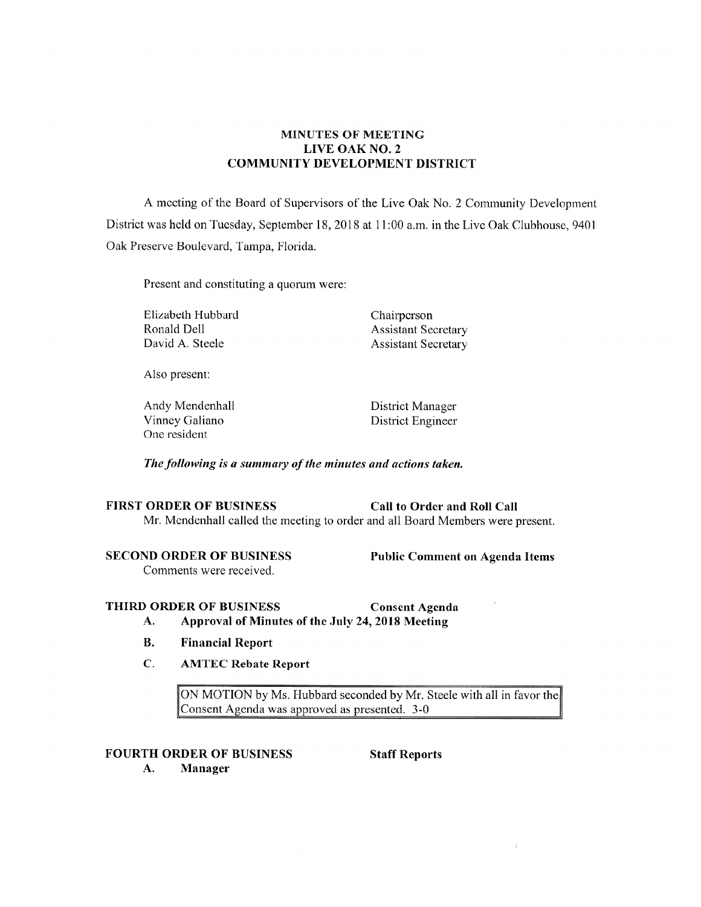# MINUTES OF MEETING
# LIVE OAK NO. 2
# COMMUNITY DEVELOPMENT DISTRICT

A meeting of the Board of Supervisors of the Live Oak No. 2 Community Development District was held on Tuesday, September 18, 2018 at 11:00 a.m. in the Live Oak Clubhouse, 9401 Oak Preserve Boulevard, Tampa, Florida.

Present and constituting a quorum were:

| | |
|---|---|
| Elizabeth Hubbard | Chairperson |
| Ronald Dell | Assistant Secretary |
| David A. Steele | Assistant Secretary |

Also present:

| | |
|---|---|
| Andy Mendenhall | District Manager |
| Vinney Galiano | District Engineer |
| One resident | |

***The following is a summary of the minutes and actions taken.***

**FIRST ORDER OF BUSINESS** **Call to Order and Roll Call**

Mr. Mendenhall called the meeting to order and all Board Members were present.

**SECOND ORDER OF BUSINESS** **Public Comment on Agenda Items**

Comments were received.

**THIRD ORDER OF BUSINESS** **Consent Agenda**

**A. Approval of Minutes of the July 24, 2018 Meeting**

**B. Financial Report**

**C. AMTEC Rebate Report**

> ON MOTION by Ms. Hubbard seconded by Mr. Steele with all in favor the Consent Agenda was approved as presented. 3-0

**FOURTH ORDER OF BUSINESS** **Staff Reports**

**A. Manager**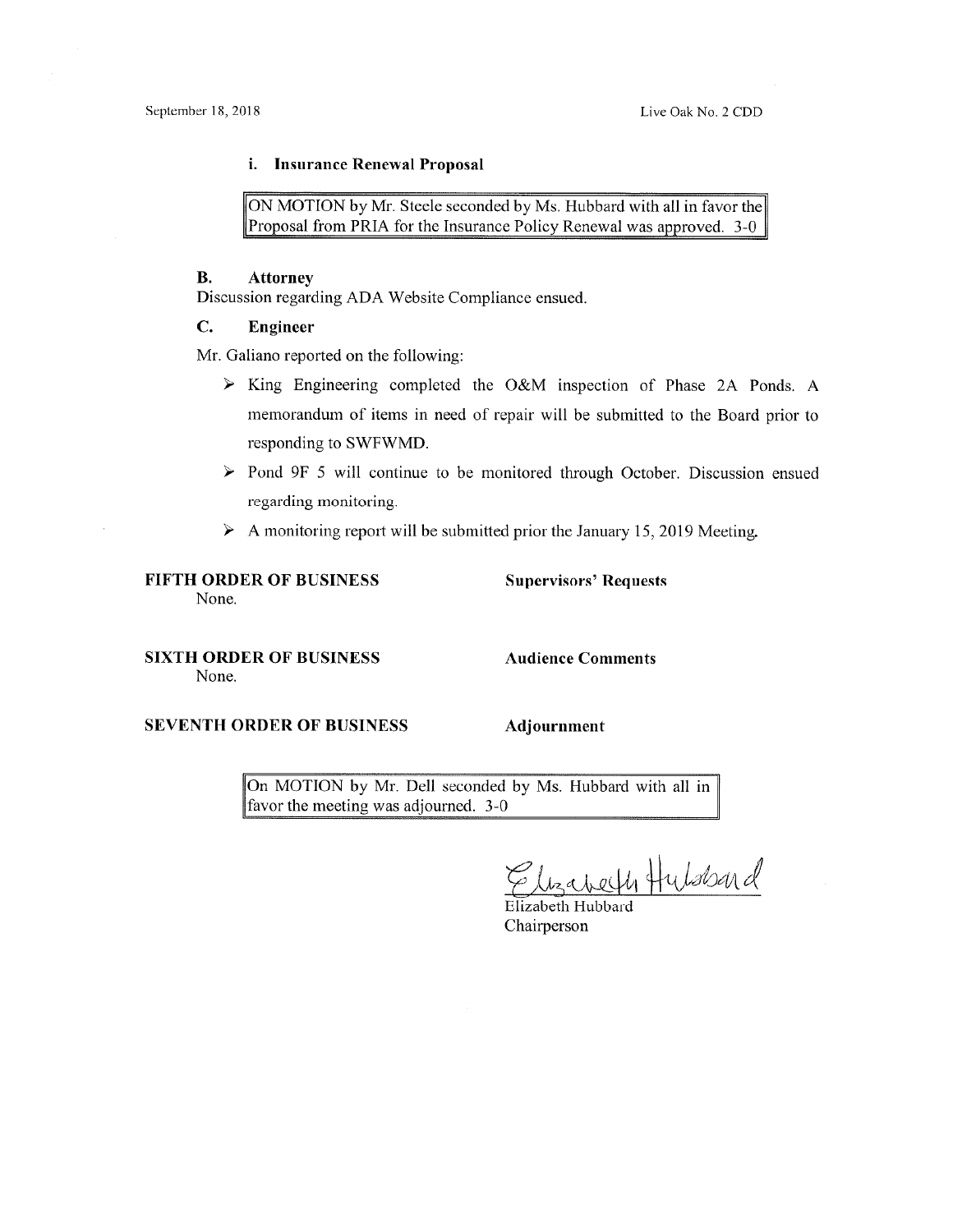#### i. Insurance Renewal Proposal

> ON MOTION by Mr. Steele seconded by Ms. Hubbard with all in favor the Proposal from PRIA for the Insurance Policy Renewal was approved. 3-0

### B. Attorney

Discussion regarding ADA Website Compliance ensued.

### C. Engineer

Mr. Galiano reported on the following:

- King Engineering completed the O&M inspection of Phase 2A Ponds. A memorandum of items in need of repair will be submitted to the Board prior to responding to SWFWMD.
- Pond 9F 5 will continue to be monitored through October. Discussion ensued regarding monitoring.
- A monitoring report will be submitted prior the January 15, 2019 Meeting.

**FIFTH ORDER OF BUSINESS** **Supervisors' Requests**

None.

**SIXTH ORDER OF BUSINESS** **Audience Comments**

None.

**SEVENTH ORDER OF BUSINESS** **Adjournment**

> On MOTION by Mr. Dell seconded by Ms. Hubbard with all in favor the meeting was adjourned. 3-0

Elizabeth Hubbard
Chairperson